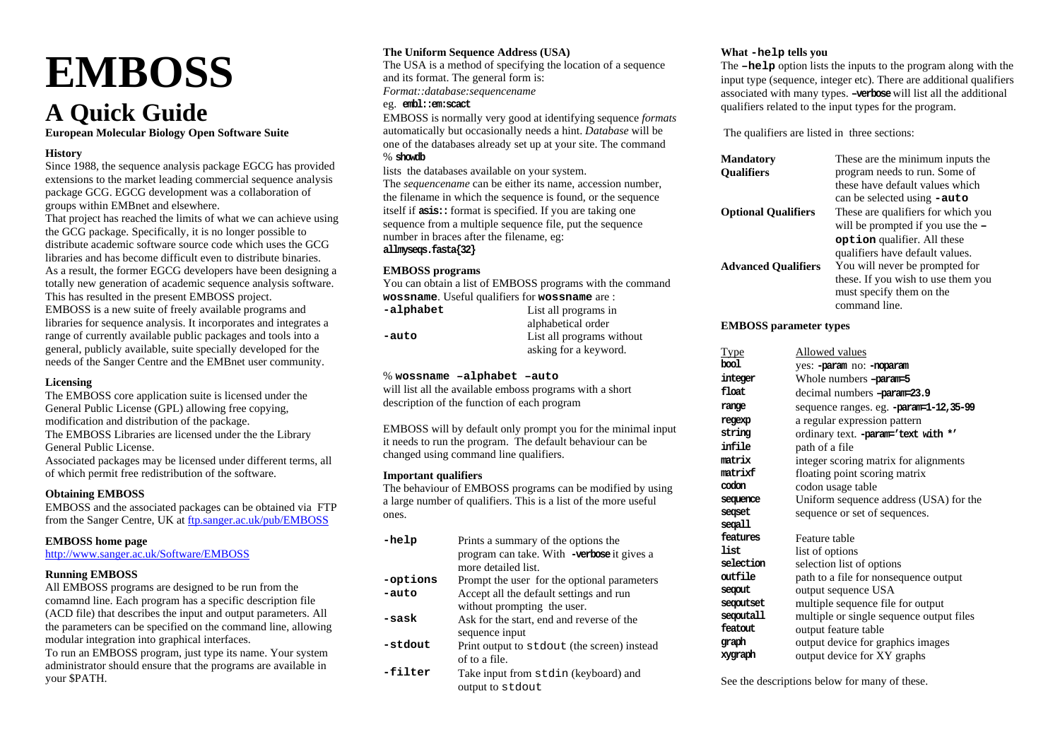# EMBOSS

## A Quick Guide

**European Molecular Biology Open Software Suite**

### History

Since 1988, the sequence analysis package EGCG has provided extensions to the market leading commercial sequence analysis package GCG. EGCG development was a collaboration of groups within EMBnet and elsewhere.

That project has reached the limits of what we can achieve using the GCG package. Specifically, it is no longer possible to distribute academic software source code which uses the GCG libraries and has become difficult even to distribute binaries. As a result, the former EGCG developers have been designing a totally new generation of academic sequence analysis software. This has resulted in the present EMBOSS project.

EMBOSS is a new suite of freely available programs and libraries for sequence analysis. It incorporates and integrates a range of currently available public packages and tools into a general, publicly available, suite specially developed for the needs of the Sanger Centre and the EMBnet user community.

### Licensing

The EMBOSS core application suite is licensed under the General Public License (GPL) allowing free copying, modification and distribution of the package.

The EMBOSS Libraries are licensed under the the Library General Public License.

Associated packages may be licensed under different terms, all of which permit free redistribution of the software.

### Obtaining EMBOSS

EMBOSS and the associated packages can be obtained via FTP from the Sanger Centre, UK at [ftp.sanger.ac.uk/pub/EMBOSS](ftp.sanger.ac.uk/pub/EMBOSS)

### EMBOSS home page

[http://www.sanger.ac.uk/Software/EMBOSS](http://www.sanger.ac.uk/Software/EMBOSS)

### Running EMBOSS

All EMBOSS programs are designed to be run from the comamnd line. Each program has a specific description file (ACD file) that describes the input and output parameters. All the parameters can be specified on the command line, allowing modular integration into graphical interfaces.

To run an EMBOSS program, just type its name. Your system administrator should ensure that the programs are available in your $PATH.

### The Uniform Sequence Address (USA)

The USA is a method of specifying the location of a sequence and its format. The general form is:

*Format::database:sequencename*

eg. **`embl::em:scact`**

EMBOSS is normally very good at identifying sequence *formats* automatically but occasionally needs a hint. *Database* will be one of the databases already set up at your site. The command

% **`showdb`**

lists the databases available on your system.

The *sequencename* can be either its name, accession number, the filename in which the sequence is found, or the sequence itself if **`asis::`** format is specified. If you are taking one sequence from a multiple sequence file, put the sequence number in braces after the filename, eg:

**`allmyseqs.fasta{32}`**

### EMBOSS programs

You can obtain a list of EMBOSS programs with the command **`wossname`**. Useful qualifiers for **`wossname`** are :

| | |
|---|---|
| **`-alphabet`** | List all programs in alphabetical order |
| **`-auto`** | List all programs without asking for a keyword. |

% **`wossname –alphabet –auto`**

will list all the available emboss programs with a short description of the function of each program

EMBOSS will by default only prompt you for the minimal input it needs to run the program. The default behaviour can be changed using command line qualifiers.

### Important qualifiers

The behaviour of EMBOSS programs can be modified by using a large number of qualifiers. This is a list of the more useful ones.

| | |
|---|---|
| **`-help`** | Prints a summary of the options the program can take. With **`-verbose`** it gives a more detailed list. |
| **`-options`** | Prompt the user for the optional parameters |
| **`-auto`** | Accept all the default settings and run without prompting the user. |
| **`-sask`** | Ask for the start, end and reverse of the sequence input |
| **`-stdout`** | Print output to `stdout` (the screen) instead of to a file. |
| **`-filter`** | Take input from `stdin` (keyboard) and output to `stdout` |

### What `-help` tells you

The **`–help`** option lists the inputs to the program along with the input type (sequence, integer etc). There are additional qualifiers associated with many types. **`–verbose`** will list all the additional qualifiers related to the input types for the program.

The qualifiers are listed in three sections:

| | |
|---|---|
| **Mandatory Qualifiers** | These are the minimum inputs the program needs to run. Some of these have default values which can be selected using **`-auto`** |
| **Optional Qualifiers** | These are qualifiers for which you will be prompted if you use the **`–option`** qualifier. All these qualifiers have default values. |
| **Advanced Qualifiers** | You will never be prompted for these. If you wish to use them you must specify them on the command line. |

### EMBOSS parameter types

| Type | Allowed values |
|---|---|
| **`bool`** | yes: **`-param`** no: **`-noparam`** |
| **`integer`** | Whole numbers **`–param=5`** |
| **`float`** | decimal numbers **`–param=23.9`** |
| **`range`** | sequence ranges. eg. **`-param=1-12,35-99`** |
| **`regexp`** | a regular expression pattern |
| **`string`** | ordinary text. **`-param='text with *'`** |
| **`infile`** | path of a file |
| **`matrix`** | integer scoring matrix for alignments |
| **`matrixf`** | floating point scoring matrix |
| **`codon`** | codon usage table |
| **`sequence`** | Uniform sequence address (USA) for the |
| **`seqset`** | sequence or set of sequences. |
| **`seqall`** | |
| **`features`** | Feature table |
| **`list`** | list of options |
| **`selection`** | selection list of options |
| **`outfile`** | path to a file for nonsequence output |
| **`seqout`** | output sequence USA |
| **`seqoutset`** | multiple sequence file for output |
| **`seqoutall`** | multiple or single sequence output files |
| **`featout`** | output feature table |
| **`graph`** | output device for graphics images |
| **`xygraph`** | output device for XY graphs |

See the descriptions below for many of these.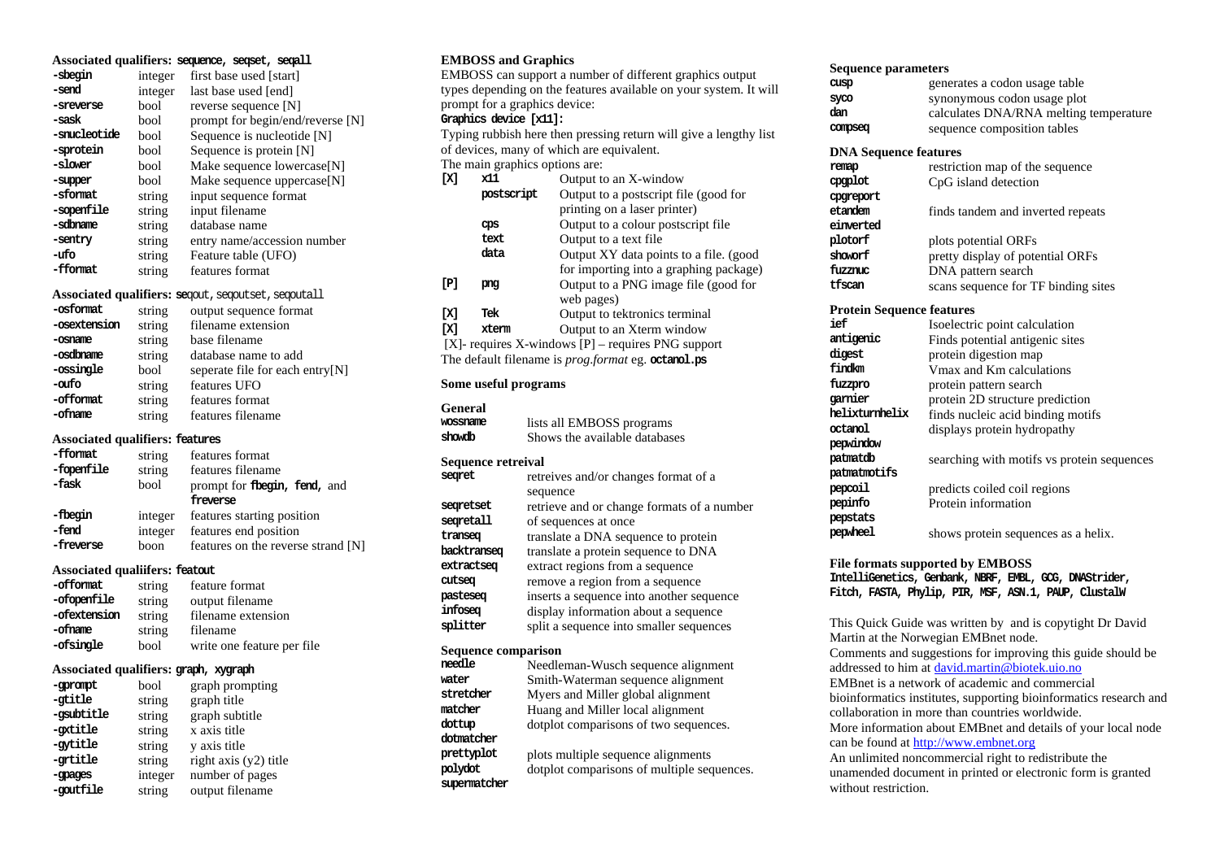### Associated qualifiers: `sequence, seqset, seqall`

| | | |
|---|---|---|
| `-sbegin` | integer | first base used [start] |
| `-send` | integer | last base used [end] |
| `-sreverse` | bool | reverse sequence [N] |
| `-sask` | bool | prompt for begin/end/reverse [N] |
| `-snucleotide` | bool | Sequence is nucleotide [N] |
| `-sprotein` | bool | Sequence is protein [N] |
| `-slower` | bool | Make sequence lowercase[N] |
| `-supper` | bool | Make sequence uppercase[N] |
| `-sformat` | string | input sequence format |
| `-sopenfile` | string | input filename |
| `-sdbname` | string | database name |
| `-sentry` | string | entry name/accession number |
| `-ufo` | string | Feature table (UFO) |
| `-fformat` | string | features format |

### Associated qualifiers: `seqout, seqoutset, seqoutall`

| | | |
|---|---|---|
| `-osformat` | string | output sequence format |
| `-osextension` | string | filename extension |
| `-osname` | string | base filename |
| `-osdbname` | string | database name to add |
| `-ossingle` | bool | seperate file for each entry[N] |
| `-oufo` | string | features UFO |
| `-offormat` | string | features format |
| `-ofname` | string | features filename |

### Associated qualifiers: `features`

| | | |
|---|---|---|
| `-fformat` | string | features format |
| `-fopenfile` | string | features filename |
| `-fask` | bool | prompt for **fbegin, fend,** and **freverse** |
| `-fbegin` | integer | features starting position |
| `-fend` | integer | features end position |
| `-freverse` | boon | features on the reverse strand [N] |

### Associated qualiifers: `featout`

| | | |
|---|---|---|
| `-offormat` | string | feature format |
| `-ofopenfile` | string | output filename |
| `-ofextension` | string | filename extension |
| `-ofname` | string | filename |
| `-ofsingle` | bool | write one feature per file |

### Associated qualifiers: `graph, xygraph`

| | | |
|---|---|---|
| `-gprompt` | bool | graph prompting |
| `-gtitle` | string | graph title |
| `-gsubtitle` | string | graph subtitle |
| `-gxtitle` | string | x axis title |
| `-gytitle` | string | y axis title |
| `-grtitle` | string | right axis (y2) title |
| `-gpages` | integer | number of pages |
| `-goutfile` | string | output filename |

### EMBOSS and Graphics

EMBOSS can support a number of different graphics output types depending on the features available on your system. It will prompt for a graphics device:

`Graphics device [x11]:`

Typing rubbish here then pressing return will give a lengthy list of devices, many of which are equivalent.

The main graphics options are:

| | | |
|---|---|---|
| [X] | `x11` | Output to an X-window |
| | `postscript` | Output to a postscript file (good for printing on a laser printer) |
| | `cps` | Output to a colour postscript file |
| | `text` | Output to a text file |
| | `data` | Output XY data points to a file. (good for importing into a graphing package) |
| [P] | `png` | Output to a PNG image file (good for web pages) |
| [X] | `Tek` | Output to tektronics terminal |
| [X] | `xterm` | Output to an Xterm window |

[X]- requires X-windows [P] – requires PNG support

The default filename is *prog.format* eg. `octanol.ps`

### Some useful programs

**General**

| | |
|---|---|
| `wossname` | lists all EMBOSS programs |
| `showdb` | Shows the available databases |

**Sequence retreival**

| | |
|---|---|
| `seqret` | retreives and/or changes format of a sequence |
| `seqretset` `seqretall` | retrieve and or change formats of a number of sequences at once |
| `transeq` | translate a DNA sequence to protein |
| `backtranseq` | translate a protein sequence to DNA |
| `extractseq` | extract regions from a sequence |
| `cutseq` | remove a region from a sequence |
| `pasteseq` | inserts a sequence into another sequence |
| `infoseq` | display information about a sequence |
| `splitter` | split a sequence into smaller sequences |

**Sequence comparison**

| | |
|---|---|
| `needle` | Needleman-Wusch sequence alignment |
| `water` | Smith-Waterman sequence alignment |
| `stretcher` | Myers and Miller global alignment |
| `matcher` | Huang and Miller local alignment |
| `dottup` `dotmatcher` | dotplot comparisons of two sequences. |
| `prettyplot` | plots multiple sequence alignments |
| `polydot` `supermatcher` | dotplot comparisons of multiple sequences. |

**Sequence parameters**

| | |
|---|---|
| `cusp` | generates a codon usage table |
| `syco` | synonymous codon usage plot |
| `dan` | calculates DNA/RNA melting temperature |
| `compseq` | sequence composition tables |

**DNA Sequence features**

| | |
|---|---|
| `remap` | restriction map of the sequence |
| `cpgplot` `cpgreport` | CpG island detection |
| `etandem` `einverted` | finds tandem and inverted repeats |
| `plotorf` | plots potential ORFs |
| `showorf` | pretty display of potential ORFs |
| `fuzznuc` | DNA pattern search |
| `tfscan` | scans sequence for TF binding sites |

**Protein Sequence features**

| | |
|---|---|
| `ief` | Isoelectric point calculation |
| `antigenic` | Finds potential antigenic sites |
| `digest` | protein digestion map |
| `findkm` | Vmax and Km calculations |
| `fuzzpro` | protein pattern search |
| `garnier` | protein 2D structure prediction |
| `helixturnhelix` | finds nucleic acid binding motifs |
| `octanol` `pepwindow` | displays protein hydropathy |
| `patmatdb` `patmatmotifs` | searching with motifs vs protein sequences |
| `pepcoil` | predicts coiled coil regions |
| `pepinfo` `pepstats` | Protein information |
| `pepwheel` | shows protein sequences as a helix. |

**File formats supported by EMBOSS**

`IntelliGenetics, Genbank, NBRF, EMBL, GCG, DNAStrider, Fitch, FASTA, Phylip, PIR, MSF, ASN.1, PAUP, ClustalW`

This Quick Guide was written by and is copytight Dr David Martin at the Norwegian EMBnet node.

Comments and suggestions for improving this guide should be addressed to him at david.martin@biotek.uio.no

EMBnet is a network of academic and commercial bioinformatics institutes, supporting bioinformatics research and collaboration in more than countries worldwide.

More information about EMBnet and details of your local node can be found at http://www.embnet.org

An unlimited noncommercial right to redistribute the unamended document in printed or electronic form is granted without restriction.